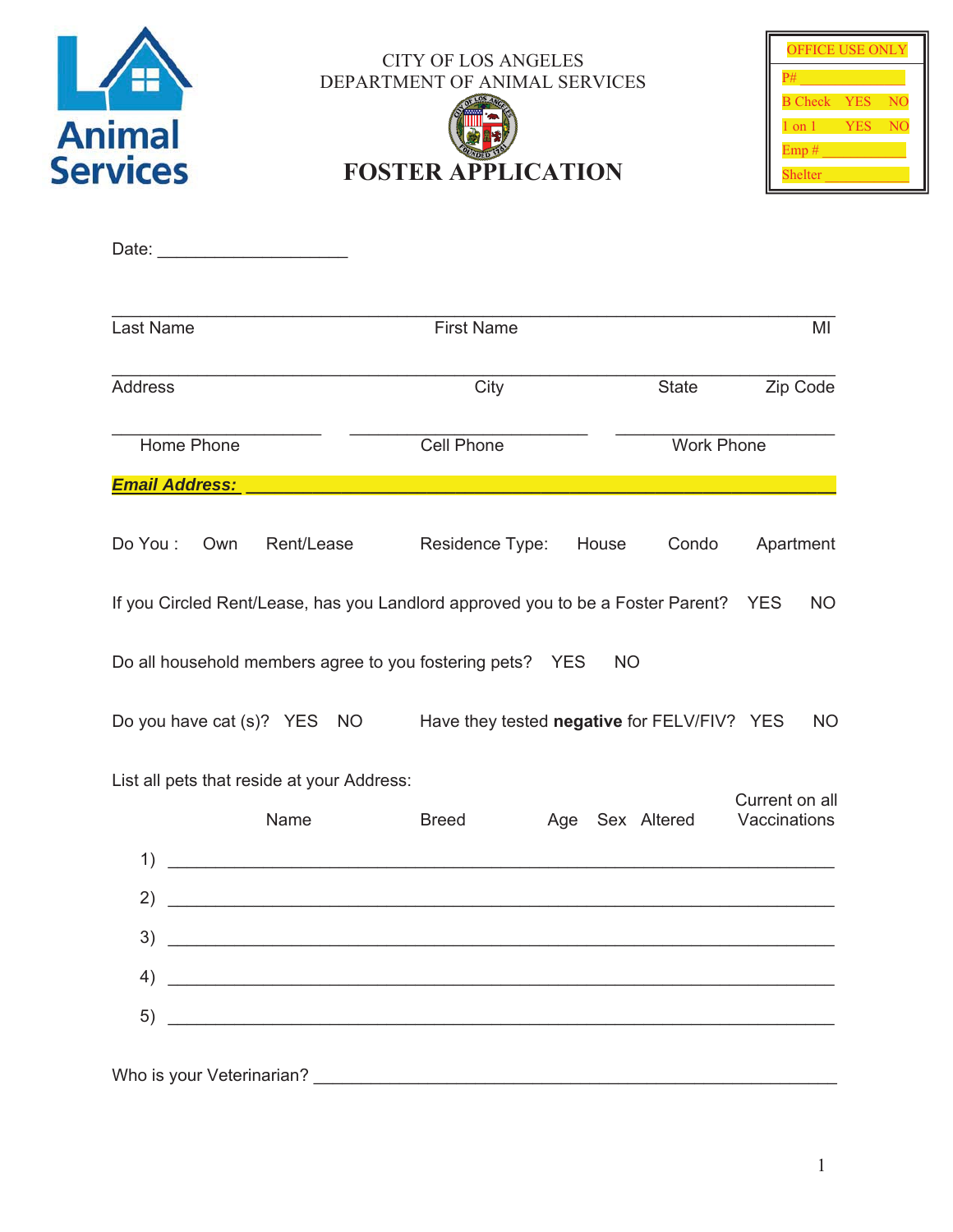CITY OF LOS ANGELES
DEPARTMENT OF ANIMAL SERVICES

# FOSTER APPLICATION

| OFFICE USE ONLY | | |
|---|---|---|
| P# ___________ | | |
| B Check | YES | NO |
| 1 on 1 | YES | NO |
| Emp # ___________ | | |
| Shelter ___________ | | |

Date: ___________________

_____________________________________________________________________________
Last Name First Name MI

_____________________________________________________________________________
Address City State Zip Code

_____________________ _______________________ ______________________
Home Phone Cell Phone Work Phone

***Email Address:*** _________________________________________________________

Do You : Own Rent/Lease Residence Type: House Condo Apartment

If you Circled Rent/Lease, has you Landlord approved you to be a Foster Parent? YES NO

Do all household members agree to you fostering pets? YES NO

Do you have cat (s)? YES NO Have they tested **negative** for FELV/FIV? YES NO

List all pets that reside at your Address:

| | Name | Breed | Age | Sex | Altered | Current on all Vaccinations |
|---|---|---|---|---|---|---|
| 1) | | | | | | |
| 2) | | | | | | |
| 3) | | | | | | |
| 4) | | | | | | |
| 5) | | | | | | |

Who is your Veterinarian? _______________________________________________________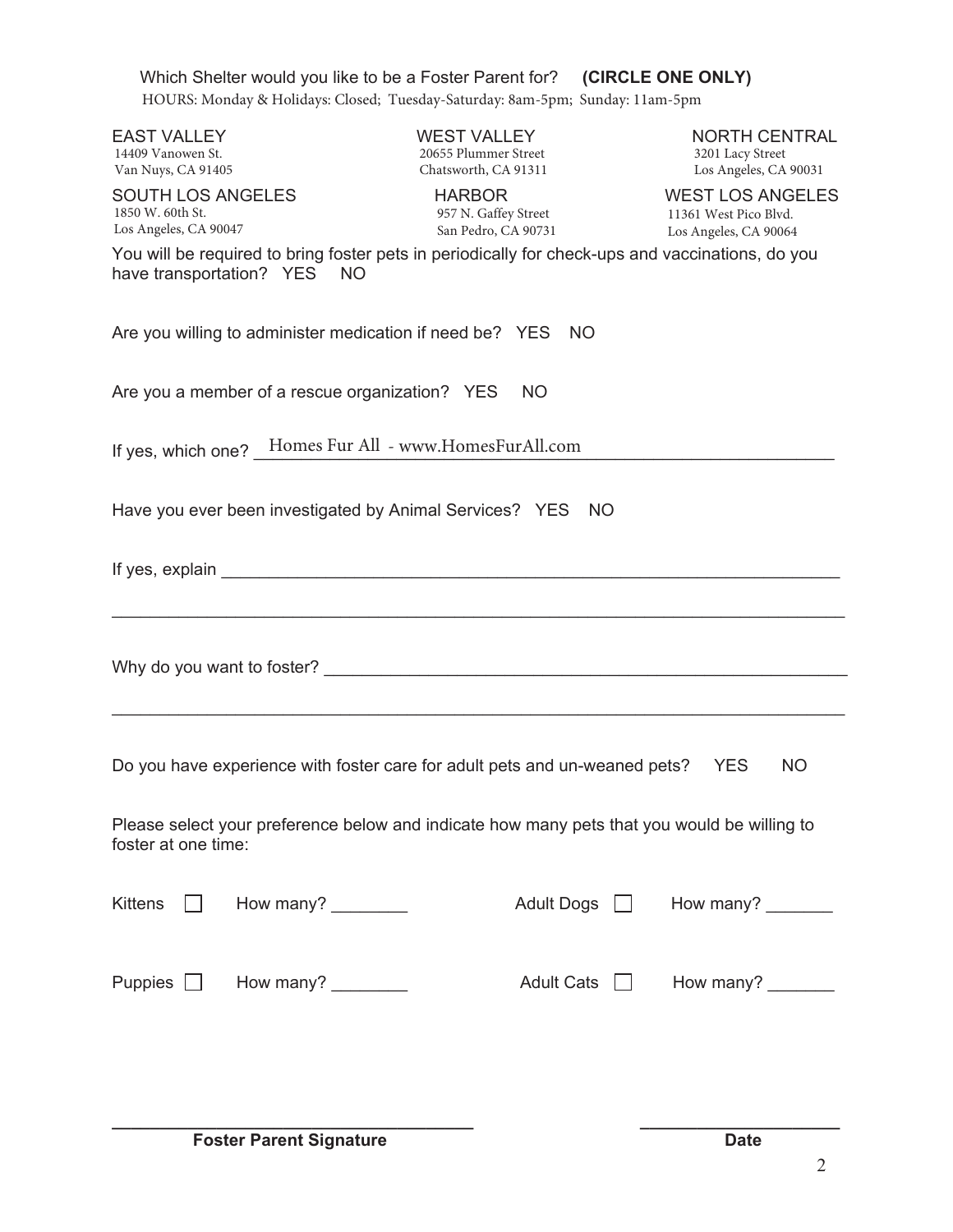Which Shelter would you like to be a Foster Parent for? **(CIRCLE ONE ONLY)**

HOURS: Monday & Holidays: Closed; Tuesday-Saturday: 8am-5pm; Sunday: 11am-5pm

| EAST VALLEY | WEST VALLEY | NORTH CENTRAL |
|---|---|---|
| 14409 Vanowen St.<br>Van Nuys, CA 91405 | 20655 Plummer Street<br>Chatsworth, CA 91311 | 3201 Lacy Street<br>Los Angeles, CA 90031 |
| **SOUTH LOS ANGELES** | **HARBOR** | **WEST LOS ANGELES** |
| 1850 W. 60th St.<br>Los Angeles, CA 90047 | 957 N. Gaffey Street<br>San Pedro, CA 90731 | 11361 West Pico Blvd.<br>Los Angeles, CA 90064 |

You will be required to bring foster pets in periodically for check-ups and vaccinations, do you have transportation? YES NO

Are you willing to administer medication if need be? YES NO

Are you a member of a rescue organization? YES NO

If yes, which one? Homes Fur All - www.HomesFurAll.com

Have you ever been investigated by Animal Services? YES NO

If yes, explain ____________________________________________

____________________________________________

Why do you want to foster? ____________________________________________

____________________________________________

Do you have experience with foster care for adult pets and un-weaned pets? YES NO

Please select your preference below and indicate how many pets that you would be willing to foster at one time:

- [ ] Kittens How many? ________
- [ ] Adult Dogs How many? _______
- [ ] Puppies How many? ________
- [ ] Adult Cats How many? _______

____________________________________ ____________________

**Foster Parent Signature** **Date**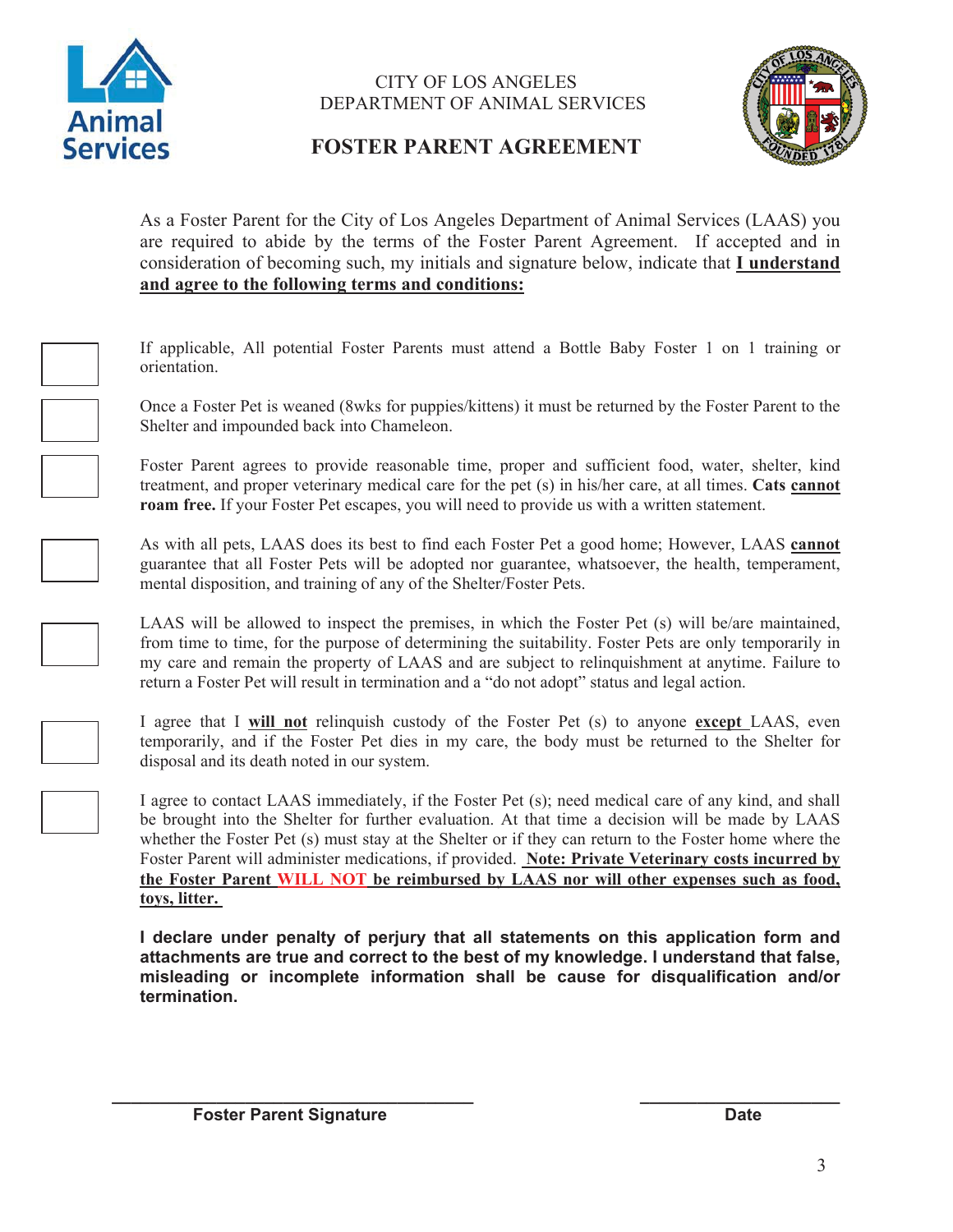CITY OF LOS ANGELES
DEPARTMENT OF ANIMAL SERVICES

# FOSTER PARENT AGREEMENT

As a Foster Parent for the City of Los Angeles Department of Animal Services (LAAS) you are required to abide by the terms of the Foster Parent Agreement. If accepted and in consideration of becoming such, my initials and signature below, indicate that **I understand and agree to the following terms and conditions:**

- [ ] If applicable, All potential Foster Parents must attend a Bottle Baby Foster 1 on 1 training or orientation.

- [ ] Once a Foster Pet is weaned (8wks for puppies/kittens) it must be returned by the Foster Parent to the Shelter and impounded back into Chameleon.

- [ ] Foster Parent agrees to provide reasonable time, proper and sufficient food, water, shelter, kind treatment, and proper veterinary medical care for the pet (s) in his/her care, at all times. **Cats cannot roam free.** If your Foster Pet escapes, you will need to provide us with a written statement.

- [ ] As with all pets, LAAS does its best to find each Foster Pet a good home; However, LAAS **cannot** guarantee that all Foster Pets will be adopted nor guarantee, whatsoever, the health, temperament, mental disposition, and training of any of the Shelter/Foster Pets.

- [ ] LAAS will be allowed to inspect the premises, in which the Foster Pet (s) will be/are maintained, from time to time, for the purpose of determining the suitability. Foster Pets are only temporarily in my care and remain the property of LAAS and are subject to relinquishment at anytime. Failure to return a Foster Pet will result in termination and a "do not adopt" status and legal action.

- [ ] I agree that I **will not** relinquish custody of the Foster Pet (s) to anyone **except** LAAS, even temporarily, and if the Foster Pet dies in my care, the body must be returned to the Shelter for disposal and its death noted in our system.

- [ ] I agree to contact LAAS immediately, if the Foster Pet (s); need medical care of any kind, and shall be brought into the Shelter for further evaluation. At that time a decision will be made by LAAS whether the Foster Pet (s) must stay at the Shelter or if they can return to the Foster home where the Foster Parent will administer medications, if provided. **Note: Private Veterinary costs incurred by the Foster Parent WILL NOT be reimbursed by LAAS nor will other expenses such as food, toys, litter.**

**I declare under penalty of perjury that all statements on this application form and attachments are true and correct to the best of my knowledge. I understand that false, misleading or incomplete information shall be cause for disqualification and/or termination.**

______________________________ &nbsp;&nbsp;&nbsp;&nbsp;&nbsp;&nbsp;&nbsp;&nbsp; ____________________

**Foster Parent Signature** &nbsp;&nbsp;&nbsp;&nbsp;&nbsp;&nbsp;&nbsp;&nbsp; **Date**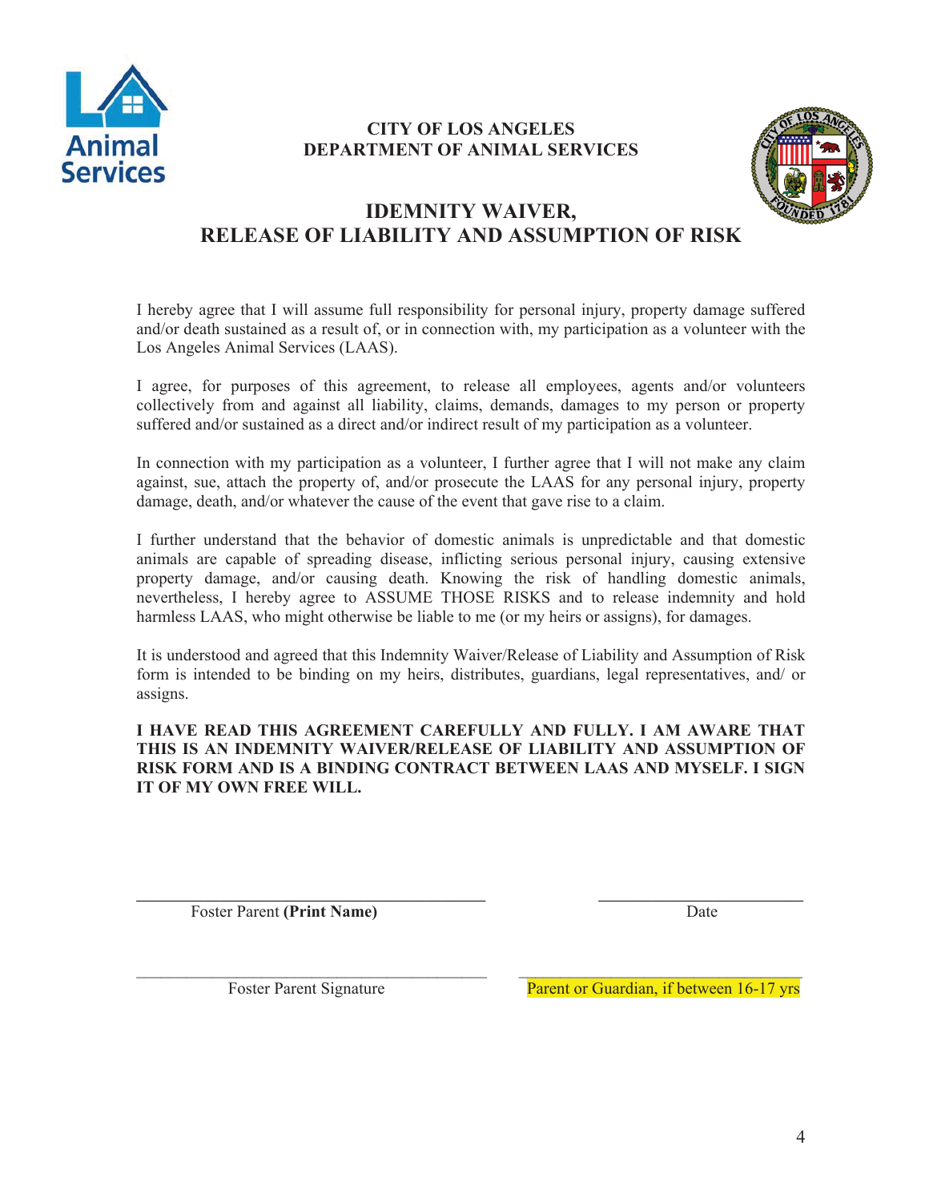CITY OF LOS ANGELES
DEPARTMENT OF ANIMAL SERVICES

# IDEMNITY WAIVER, RELEASE OF LIABILITY AND ASSUMPTION OF RISK

I hereby agree that I will assume full responsibility for personal injury, property damage suffered and/or death sustained as a result of, or in connection with, my participation as a volunteer with the Los Angeles Animal Services (LAAS).

I agree, for purposes of this agreement, to release all employees, agents and/or volunteers collectively from and against all liability, claims, demands, damages to my person or property suffered and/or sustained as a direct and/or indirect result of my participation as a volunteer.

In connection with my participation as a volunteer, I further agree that I will not make any claim against, sue, attach the property of, and/or prosecute the LAAS for any personal injury, property damage, death, and/or whatever the cause of the event that gave rise to a claim.

I further understand that the behavior of domestic animals is unpredictable and that domestic animals are capable of spreading disease, inflicting serious personal injury, causing extensive property damage, and/or causing death. Knowing the risk of handling domestic animals, nevertheless, I hereby agree to ASSUME THOSE RISKS and to release indemnity and hold harmless LAAS, who might otherwise be liable to me (or my heirs or assigns), for damages.

It is understood and agreed that this Indemnity Waiver/Release of Liability and Assumption of Risk form is intended to be binding on my heirs, distributes, guardians, legal representatives, and/ or assigns.

**I HAVE READ THIS AGREEMENT CAREFULLY AND FULLY. I AM AWARE THAT THIS IS AN INDEMNITY WAIVER/RELEASE OF LIABILITY AND ASSUMPTION OF RISK FORM AND IS A BINDING CONTRACT BETWEEN LAAS AND MYSELF. I SIGN IT OF MY OWN FREE WILL.**

______________________________ Foster Parent **(Print Name)**

______________________________ Date

______________________________ Foster Parent Signature

______________________________ Parent or Guardian, if between 16-17 yrs